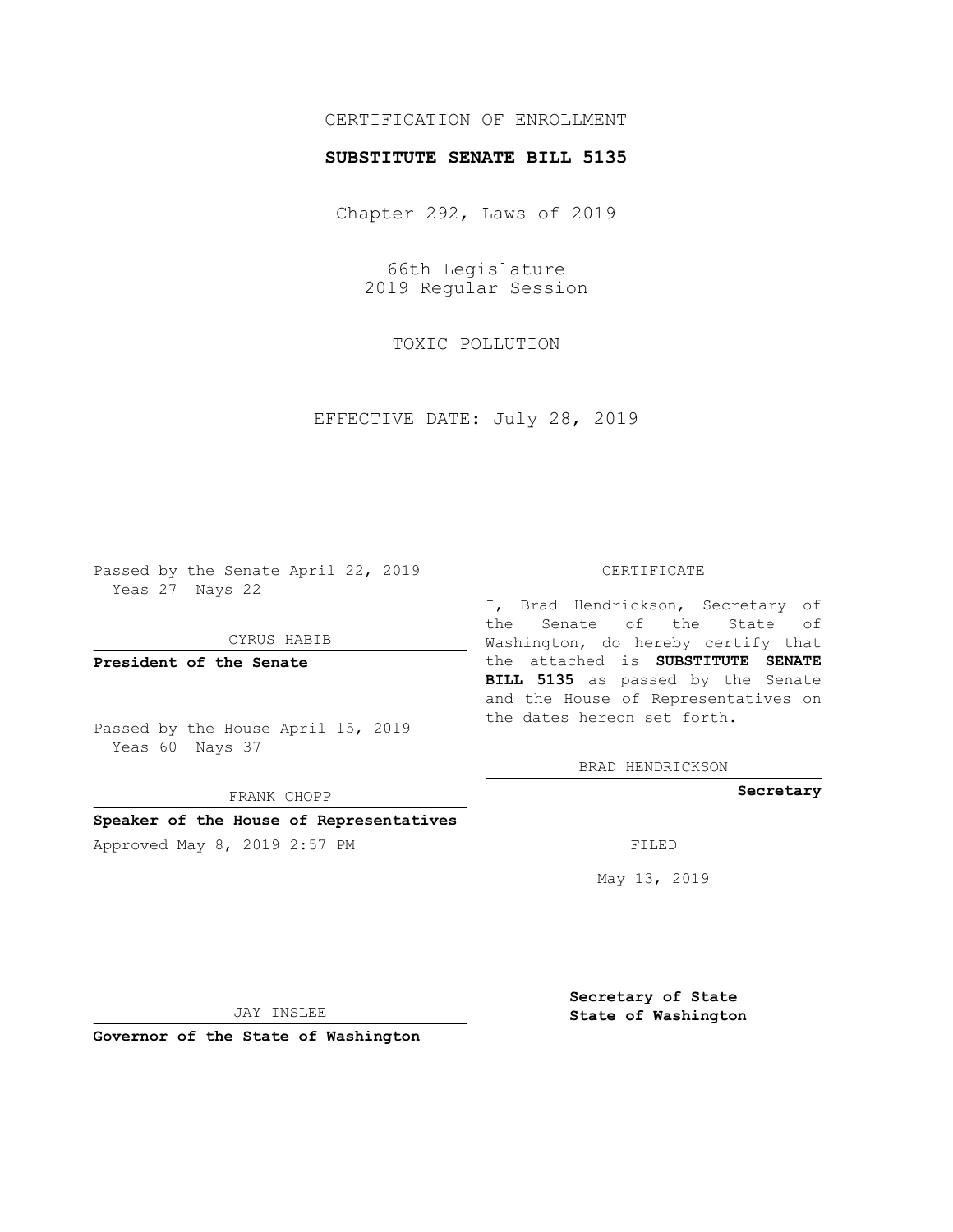CERTIFICATION OF ENROLLMENT

**SUBSTITUTE SENATE BILL 5135**

Chapter 292, Laws of 2019

66th Legislature
2019 Regular Session

TOXIC POLLUTION

EFFECTIVE DATE: July 28, 2019

Passed by the Senate April 22, 2019
Yeas 27 Nays 22

CYRUS HABIB

**President of the Senate**

Passed by the House April 15, 2019
Yeas 60 Nays 37

FRANK CHOPP

**Speaker of the House of Representatives**

Approved May 8, 2019 2:57 PM

JAY INSLEE

**Governor of the State of Washington**

CERTIFICATE

I, Brad Hendrickson, Secretary of the Senate of the State of Washington, do hereby certify that the attached is **SUBSTITUTE SENATE BILL 5135** as passed by the Senate and the House of Representatives on the dates hereon set forth.

BRAD HENDRICKSON

**Secretary**

FILED

May 13, 2019

**Secretary of State**
**State of Washington**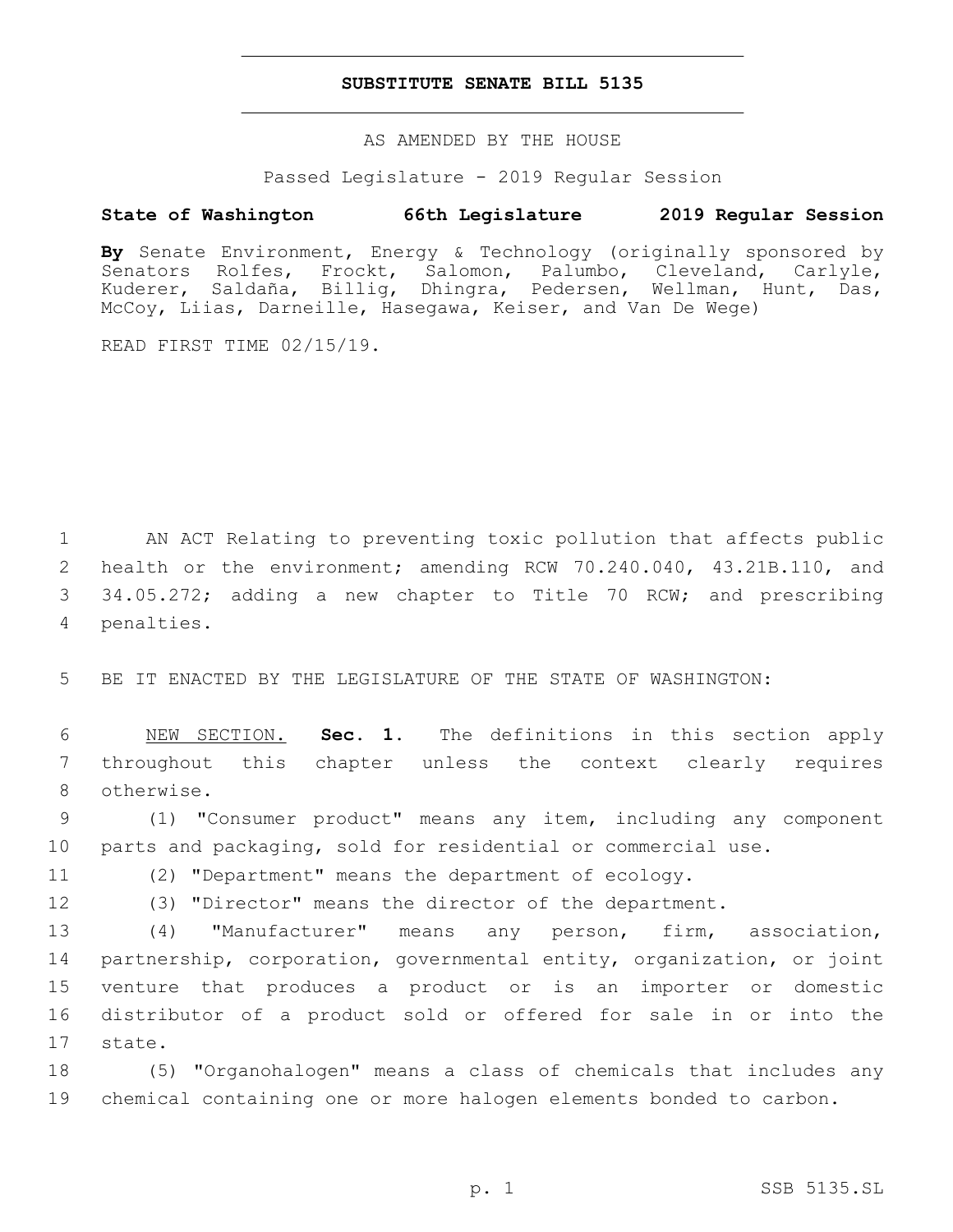# SUBSTITUTE SENATE BILL 5135

AS AMENDED BY THE HOUSE

Passed Legislature - 2019 Regular Session

**State of Washington 66th Legislature 2019 Regular Session**

**By** Senate Environment, Energy & Technology (originally sponsored by Senators Rolfes, Frockt, Salomon, Palumbo, Cleveland, Carlyle, Kuderer, Saldaña, Billig, Dhingra, Pedersen, Wellman, Hunt, Das, McCoy, Liias, Darneille, Hasegawa, Keiser, and Van De Wege)

READ FIRST TIME 02/15/19.

1 AN ACT Relating to preventing toxic pollution that affects public
2 health or the environment; amending RCW 70.240.040, 43.21B.110, and
3 34.05.272; adding a new chapter to Title 70 RCW; and prescribing
4 penalties.

5 BE IT ENACTED BY THE LEGISLATURE OF THE STATE OF WASHINGTON:

6 NEW SECTION. **Sec. 1.** The definitions in this section apply
7 throughout this chapter unless the context clearly requires
8 otherwise.

9 (1) "Consumer product" means any item, including any component
10 parts and packaging, sold for residential or commercial use.

11 (2) "Department" means the department of ecology.

12 (3) "Director" means the director of the department.

13 (4) "Manufacturer" means any person, firm, association,
14 partnership, corporation, governmental entity, organization, or joint
15 venture that produces a product or is an importer or domestic
16 distributor of a product sold or offered for sale in or into the
17 state.

18 (5) "Organohalogen" means a class of chemicals that includes any
19 chemical containing one or more halogen elements bonded to carbon.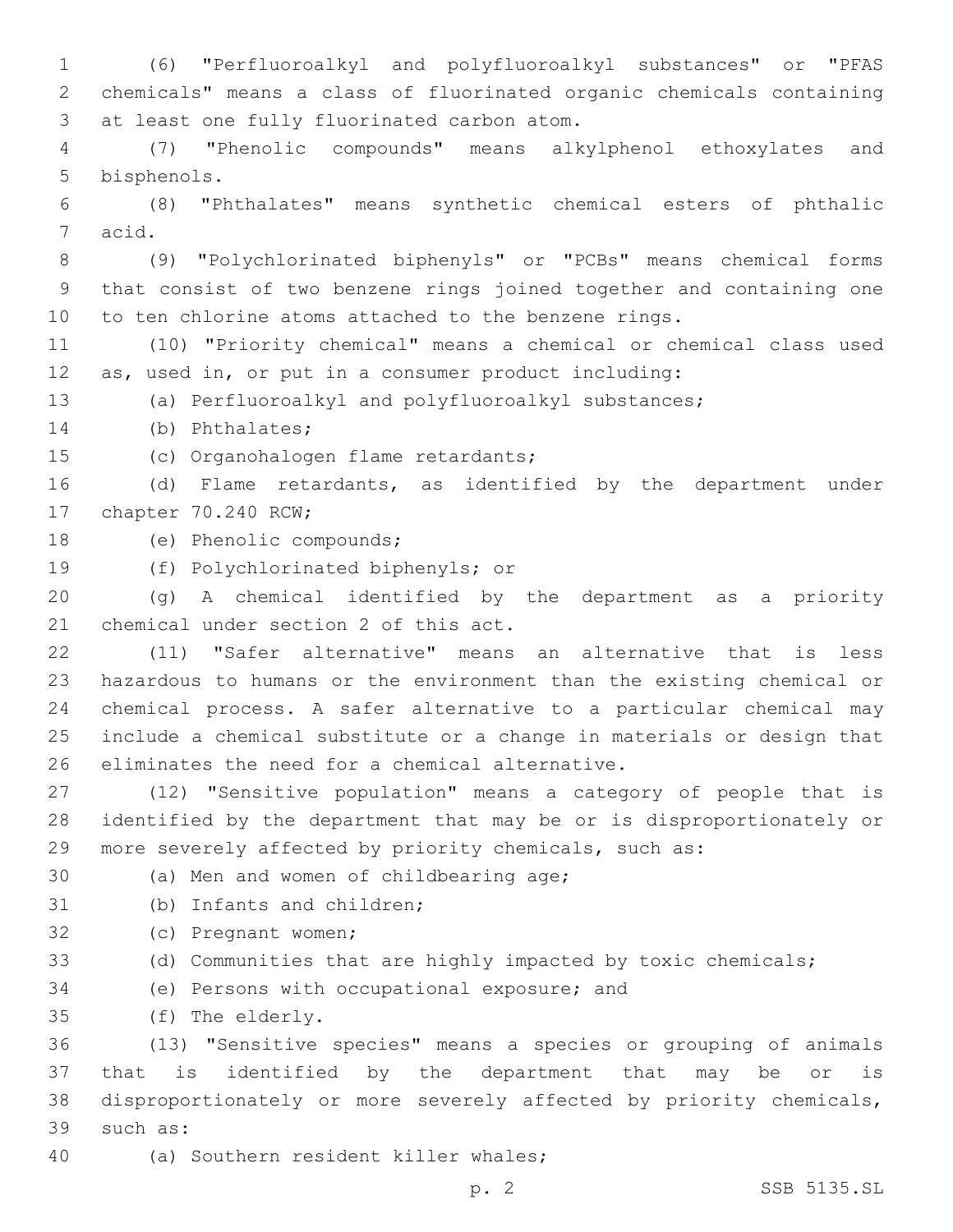(6) "Perfluoroalkyl and polyfluoroalkyl substances" or "PFAS chemicals" means a class of fluorinated organic chemicals containing at least one fully fluorinated carbon atom.

(7) "Phenolic compounds" means alkylphenol ethoxylates and bisphenols.

(8) "Phthalates" means synthetic chemical esters of phthalic acid.

(9) "Polychlorinated biphenyls" or "PCBs" means chemical forms that consist of two benzene rings joined together and containing one to ten chlorine atoms attached to the benzene rings.

(10) "Priority chemical" means a chemical or chemical class used as, used in, or put in a consumer product including:

(a) Perfluoroalkyl and polyfluoroalkyl substances;

(b) Phthalates;

(c) Organohalogen flame retardants;

(d) Flame retardants, as identified by the department under chapter 70.240 RCW;

(e) Phenolic compounds;

(f) Polychlorinated biphenyls; or

(g) A chemical identified by the department as a priority chemical under section 2 of this act.

(11) "Safer alternative" means an alternative that is less hazardous to humans or the environment than the existing chemical or chemical process. A safer alternative to a particular chemical may include a chemical substitute or a change in materials or design that eliminates the need for a chemical alternative.

(12) "Sensitive population" means a category of people that is identified by the department that may be or is disproportionately or more severely affected by priority chemicals, such as:

(a) Men and women of childbearing age;

(b) Infants and children;

(c) Pregnant women;

(d) Communities that are highly impacted by toxic chemicals;

(e) Persons with occupational exposure; and

(f) The elderly.

(13) "Sensitive species" means a species or grouping of animals that is identified by the department that may be or is disproportionately or more severely affected by priority chemicals, such as:

(a) Southern resident killer whales;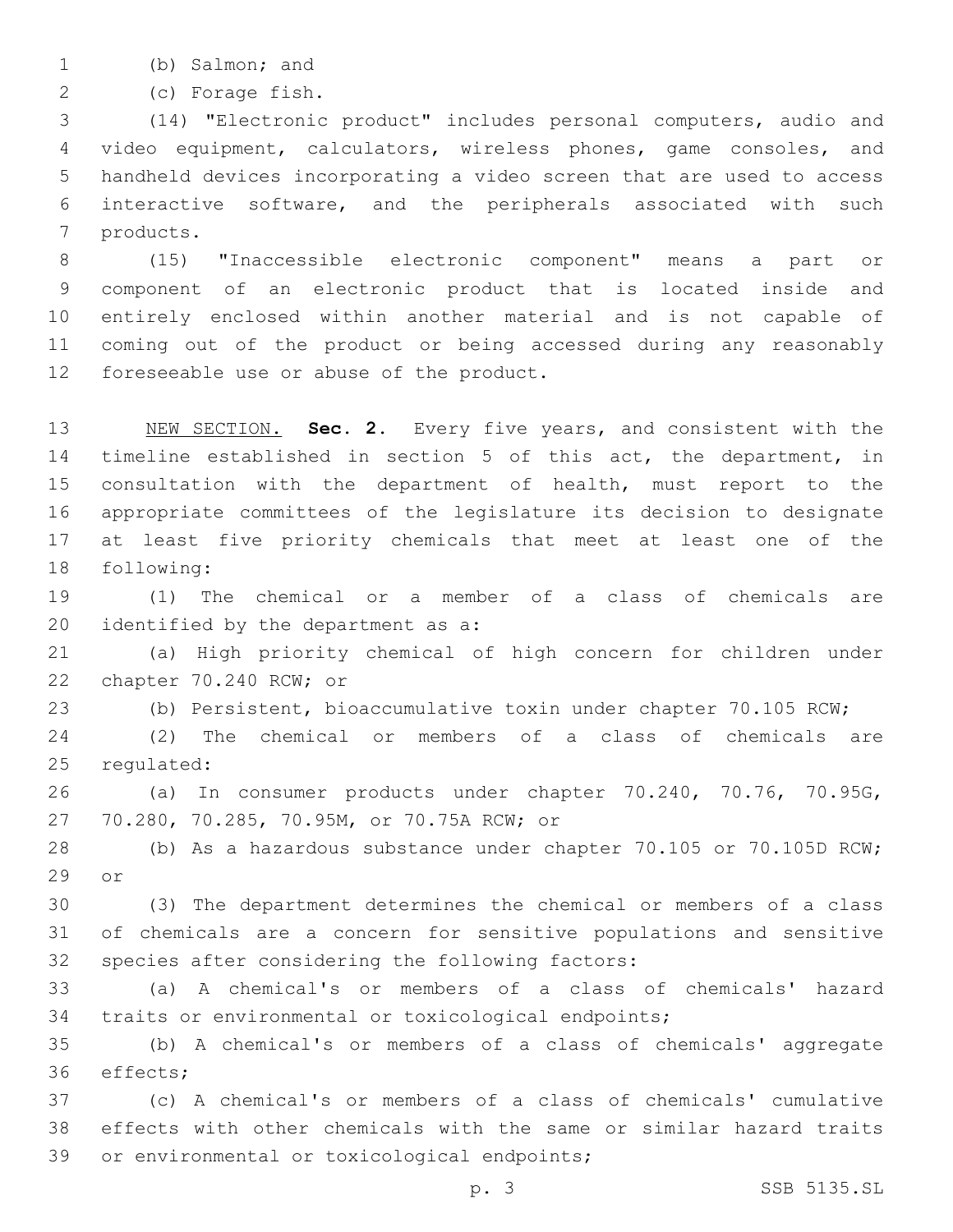(b) Salmon; and

(c) Forage fish.

(14) "Electronic product" includes personal computers, audio and video equipment, calculators, wireless phones, game consoles, and handheld devices incorporating a video screen that are used to access interactive software, and the peripherals associated with such products.

(15) "Inaccessible electronic component" means a part or component of an electronic product that is located inside and entirely enclosed within another material and is not capable of coming out of the product or being accessed during any reasonably foreseeable use or abuse of the product.

NEW SECTION. **Sec. 2.** Every five years, and consistent with the timeline established in section 5 of this act, the department, in consultation with the department of health, must report to the appropriate committees of the legislature its decision to designate at least five priority chemicals that meet at least one of the following:

(1) The chemical or a member of a class of chemicals are identified by the department as a:

(a) High priority chemical of high concern for children under chapter 70.240 RCW; or

(b) Persistent, bioaccumulative toxin under chapter 70.105 RCW;

(2) The chemical or members of a class of chemicals are regulated:

(a) In consumer products under chapter 70.240, 70.76, 70.95G, 70.280, 70.285, 70.95M, or 70.75A RCW; or

(b) As a hazardous substance under chapter 70.105 or 70.105D RCW; or

(3) The department determines the chemical or members of a class of chemicals are a concern for sensitive populations and sensitive species after considering the following factors:

(a) A chemical's or members of a class of chemicals' hazard traits or environmental or toxicological endpoints;

(b) A chemical's or members of a class of chemicals' aggregate effects;

(c) A chemical's or members of a class of chemicals' cumulative effects with other chemicals with the same or similar hazard traits or environmental or toxicological endpoints;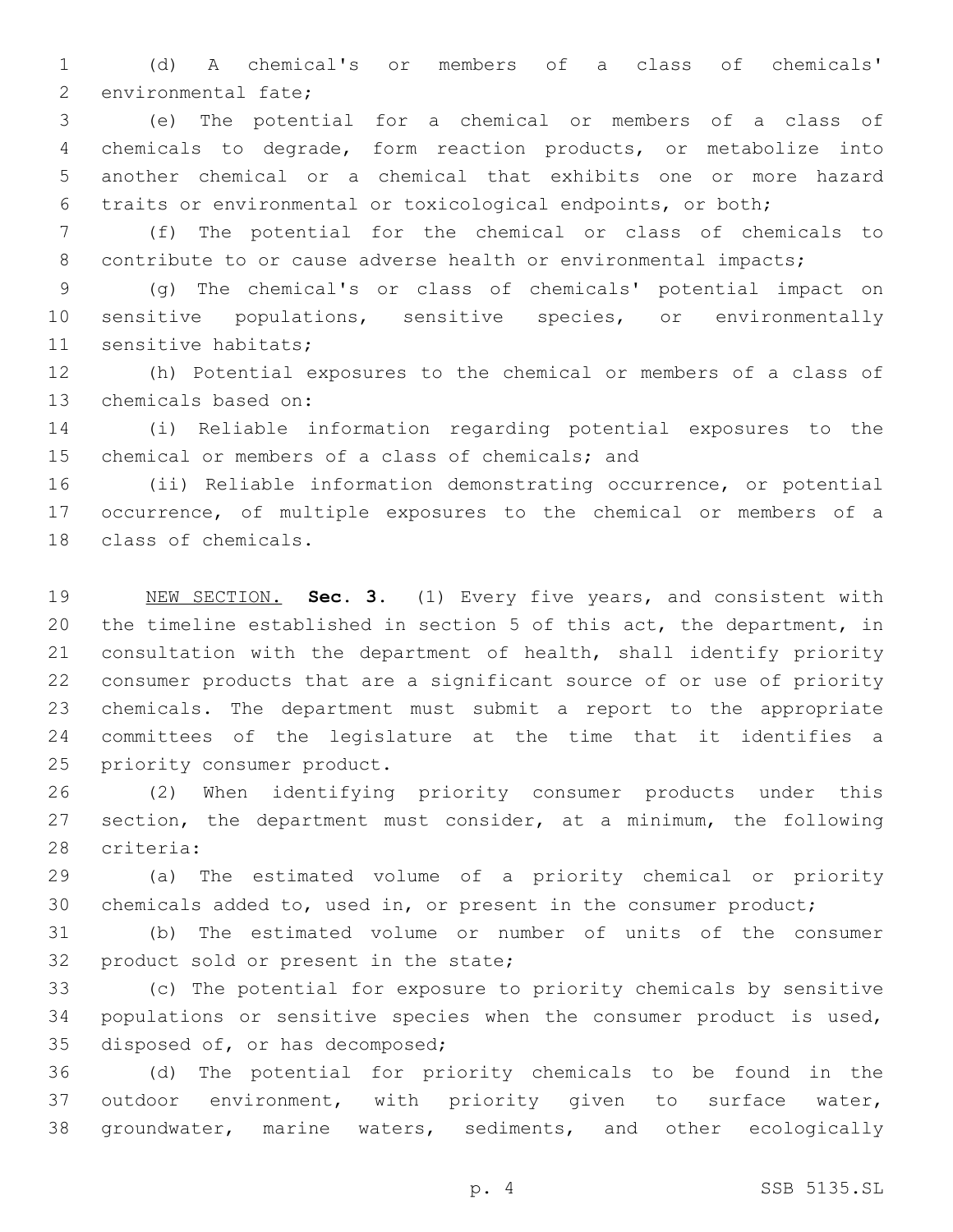(d) A chemical's or members of a class of chemicals' environmental fate;

(e) The potential for a chemical or members of a class of chemicals to degrade, form reaction products, or metabolize into another chemical or a chemical that exhibits one or more hazard traits or environmental or toxicological endpoints, or both;

(f) The potential for the chemical or class of chemicals to contribute to or cause adverse health or environmental impacts;

(g) The chemical's or class of chemicals' potential impact on sensitive populations, sensitive species, or environmentally sensitive habitats;

(h) Potential exposures to the chemical or members of a class of chemicals based on:

(i) Reliable information regarding potential exposures to the chemical or members of a class of chemicals; and

(ii) Reliable information demonstrating occurrence, or potential occurrence, of multiple exposures to the chemical or members of a class of chemicals.

NEW SECTION. **Sec. 3.** (1) Every five years, and consistent with the timeline established in section 5 of this act, the department, in consultation with the department of health, shall identify priority consumer products that are a significant source of or use of priority chemicals. The department must submit a report to the appropriate committees of the legislature at the time that it identifies a priority consumer product.

(2) When identifying priority consumer products under this section, the department must consider, at a minimum, the following criteria:

(a) The estimated volume of a priority chemical or priority chemicals added to, used in, or present in the consumer product;

(b) The estimated volume or number of units of the consumer product sold or present in the state;

(c) The potential for exposure to priority chemicals by sensitive populations or sensitive species when the consumer product is used, disposed of, or has decomposed;

(d) The potential for priority chemicals to be found in the outdoor environment, with priority given to surface water, groundwater, marine waters, sediments, and other ecologically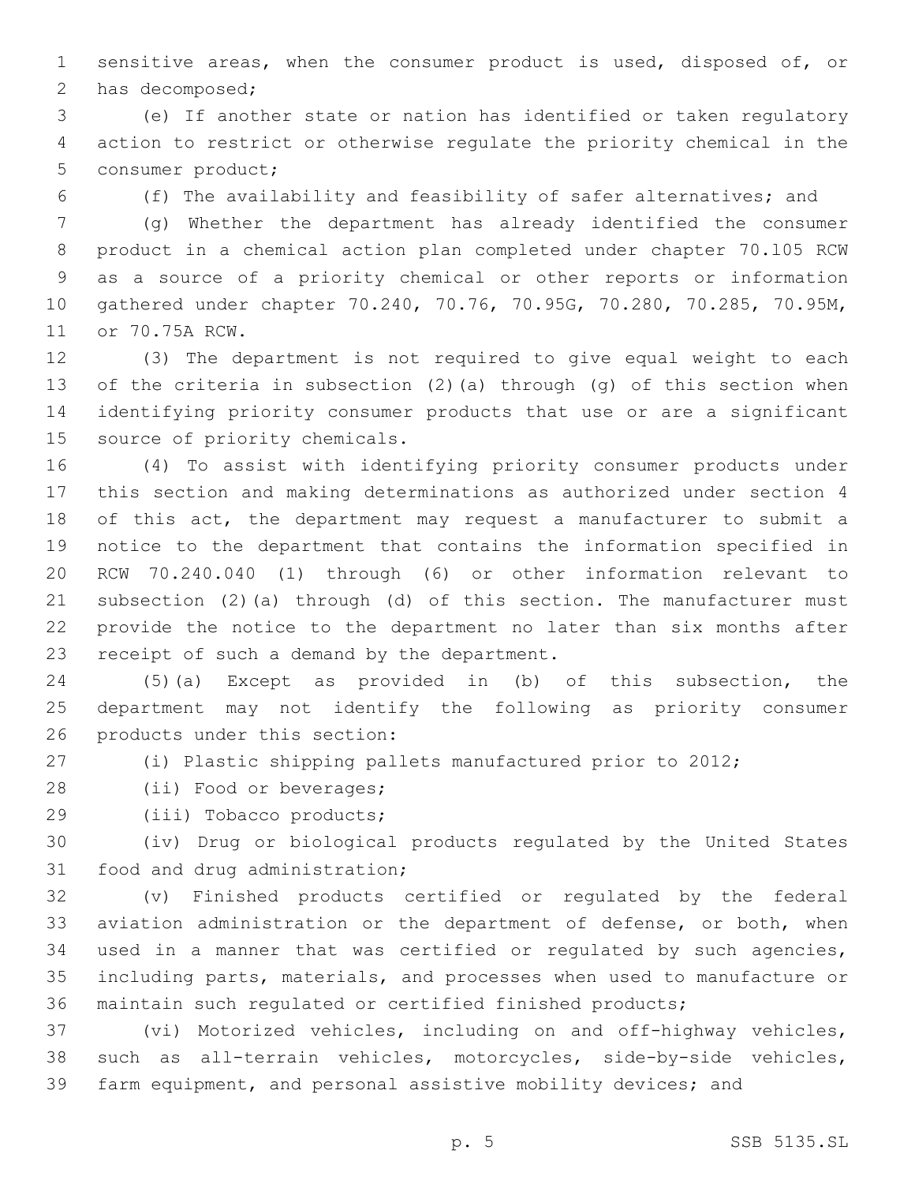sensitive areas, when the consumer product is used, disposed of, or has decomposed;

(e) If another state or nation has identified or taken regulatory action to restrict or otherwise regulate the priority chemical in the consumer product;

(f) The availability and feasibility of safer alternatives; and

(g) Whether the department has already identified the consumer product in a chemical action plan completed under chapter 70.105 RCW as a source of a priority chemical or other reports or information gathered under chapter 70.240, 70.76, 70.95G, 70.280, 70.285, 70.95M, or 70.75A RCW.

(3) The department is not required to give equal weight to each of the criteria in subsection (2)(a) through (g) of this section when identifying priority consumer products that use or are a significant source of priority chemicals.

(4) To assist with identifying priority consumer products under this section and making determinations as authorized under section 4 of this act, the department may request a manufacturer to submit a notice to the department that contains the information specified in RCW 70.240.040 (1) through (6) or other information relevant to subsection (2)(a) through (d) of this section. The manufacturer must provide the notice to the department no later than six months after receipt of such a demand by the department.

(5)(a) Except as provided in (b) of this subsection, the department may not identify the following as priority consumer products under this section:

(i) Plastic shipping pallets manufactured prior to 2012;

(ii) Food or beverages;

(iii) Tobacco products;

(iv) Drug or biological products regulated by the United States food and drug administration;

(v) Finished products certified or regulated by the federal aviation administration or the department of defense, or both, when used in a manner that was certified or regulated by such agencies, including parts, materials, and processes when used to manufacture or maintain such regulated or certified finished products;

(vi) Motorized vehicles, including on and off-highway vehicles, such as all-terrain vehicles, motorcycles, side-by-side vehicles, farm equipment, and personal assistive mobility devices; and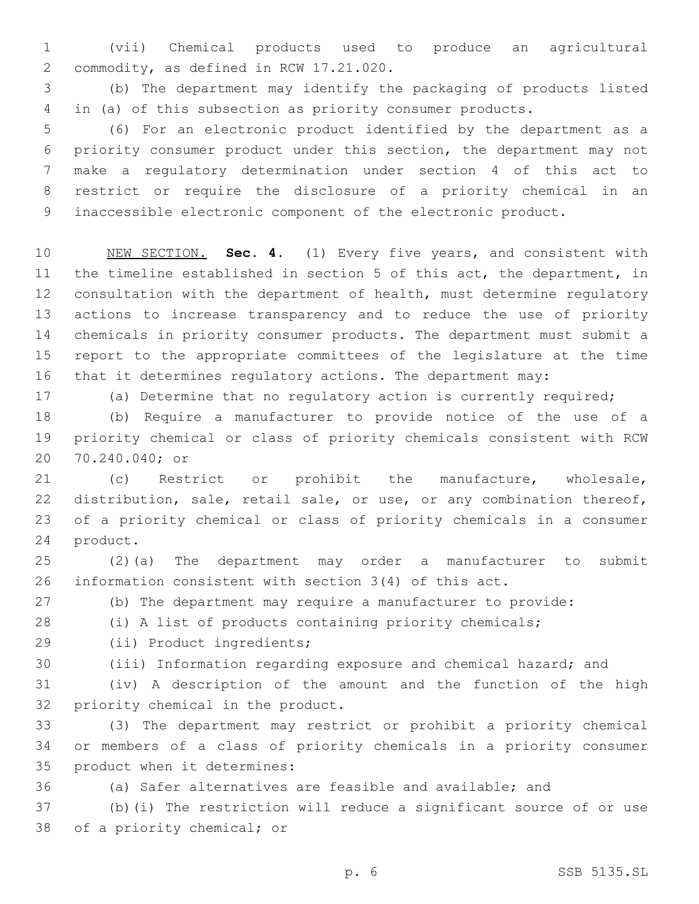(vii) Chemical products used to produce an agricultural commodity, as defined in RCW 17.21.020.

(b) The department may identify the packaging of products listed in (a) of this subsection as priority consumer products.

(6) For an electronic product identified by the department as a priority consumer product under this section, the department may not make a regulatory determination under section 4 of this act to restrict or require the disclosure of a priority chemical in an inaccessible electronic component of the electronic product.

NEW SECTION. **Sec. 4.** (1) Every five years, and consistent with the timeline established in section 5 of this act, the department, in consultation with the department of health, must determine regulatory actions to increase transparency and to reduce the use of priority chemicals in priority consumer products. The department must submit a report to the appropriate committees of the legislature at the time that it determines regulatory actions. The department may:

(a) Determine that no regulatory action is currently required;

(b) Require a manufacturer to provide notice of the use of a priority chemical or class of priority chemicals consistent with RCW 70.240.040; or

(c) Restrict or prohibit the manufacture, wholesale, distribution, sale, retail sale, or use, or any combination thereof, of a priority chemical or class of priority chemicals in a consumer product.

(2)(a) The department may order a manufacturer to submit information consistent with section 3(4) of this act.

(b) The department may require a manufacturer to provide:

(i) A list of products containing priority chemicals;

(ii) Product ingredients;

(iii) Information regarding exposure and chemical hazard; and

(iv) A description of the amount and the function of the high priority chemical in the product.

(3) The department may restrict or prohibit a priority chemical or members of a class of priority chemicals in a priority consumer product when it determines:

(a) Safer alternatives are feasible and available; and

(b)(i) The restriction will reduce a significant source of or use of a priority chemical; or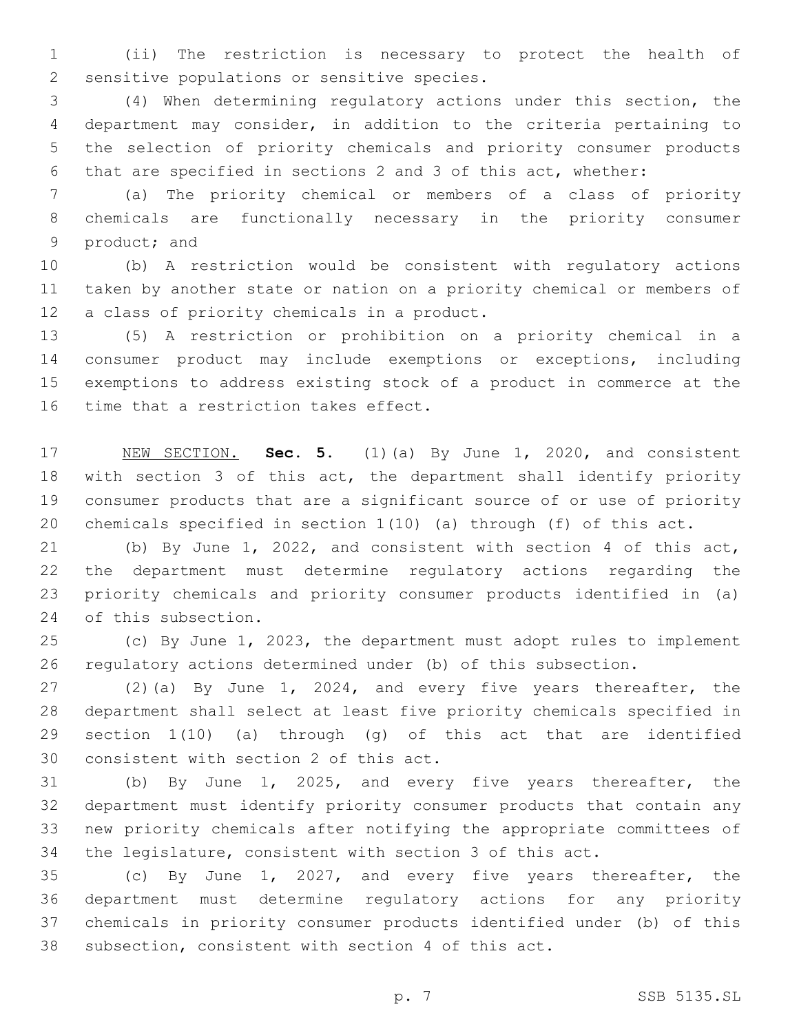(ii) The restriction is necessary to protect the health of sensitive populations or sensitive species.

(4) When determining regulatory actions under this section, the department may consider, in addition to the criteria pertaining to the selection of priority chemicals and priority consumer products that are specified in sections 2 and 3 of this act, whether:

(a) The priority chemical or members of a class of priority chemicals are functionally necessary in the priority consumer product; and

(b) A restriction would be consistent with regulatory actions taken by another state or nation on a priority chemical or members of a class of priority chemicals in a product.

(5) A restriction or prohibition on a priority chemical in a consumer product may include exemptions or exceptions, including exemptions to address existing stock of a product in commerce at the time that a restriction takes effect.

NEW SECTION. **Sec. 5.** (1)(a) By June 1, 2020, and consistent with section 3 of this act, the department shall identify priority consumer products that are a significant source of or use of priority chemicals specified in section 1(10) (a) through (f) of this act.

(b) By June 1, 2022, and consistent with section 4 of this act, the department must determine regulatory actions regarding the priority chemicals and priority consumer products identified in (a) of this subsection.

(c) By June 1, 2023, the department must adopt rules to implement regulatory actions determined under (b) of this subsection.

(2)(a) By June 1, 2024, and every five years thereafter, the department shall select at least five priority chemicals specified in section 1(10) (a) through (g) of this act that are identified consistent with section 2 of this act.

(b) By June 1, 2025, and every five years thereafter, the department must identify priority consumer products that contain any new priority chemicals after notifying the appropriate committees of the legislature, consistent with section 3 of this act.

(c) By June 1, 2027, and every five years thereafter, the department must determine regulatory actions for any priority chemicals in priority consumer products identified under (b) of this subsection, consistent with section 4 of this act.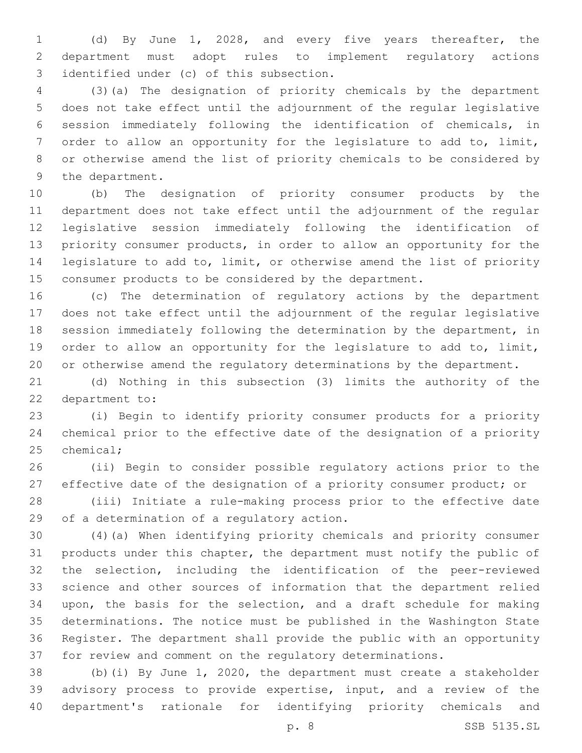(d) By June 1, 2028, and every five years thereafter, the department must adopt rules to implement regulatory actions identified under (c) of this subsection.

(3)(a) The designation of priority chemicals by the department does not take effect until the adjournment of the regular legislative session immediately following the identification of chemicals, in order to allow an opportunity for the legislature to add to, limit, or otherwise amend the list of priority chemicals to be considered by the department.

(b) The designation of priority consumer products by the department does not take effect until the adjournment of the regular legislative session immediately following the identification of priority consumer products, in order to allow an opportunity for the legislature to add to, limit, or otherwise amend the list of priority consumer products to be considered by the department.

(c) The determination of regulatory actions by the department does not take effect until the adjournment of the regular legislative session immediately following the determination by the department, in order to allow an opportunity for the legislature to add to, limit, or otherwise amend the regulatory determinations by the department.

(d) Nothing in this subsection (3) limits the authority of the department to:

(i) Begin to identify priority consumer products for a priority chemical prior to the effective date of the designation of a priority chemical;

(ii) Begin to consider possible regulatory actions prior to the effective date of the designation of a priority consumer product; or

(iii) Initiate a rule-making process prior to the effective date of a determination of a regulatory action.

(4)(a) When identifying priority chemicals and priority consumer products under this chapter, the department must notify the public of the selection, including the identification of the peer-reviewed science and other sources of information that the department relied upon, the basis for the selection, and a draft schedule for making determinations. The notice must be published in the Washington State Register. The department shall provide the public with an opportunity for review and comment on the regulatory determinations.

(b)(i) By June 1, 2020, the department must create a stakeholder advisory process to provide expertise, input, and a review of the department's rationale for identifying priority chemicals and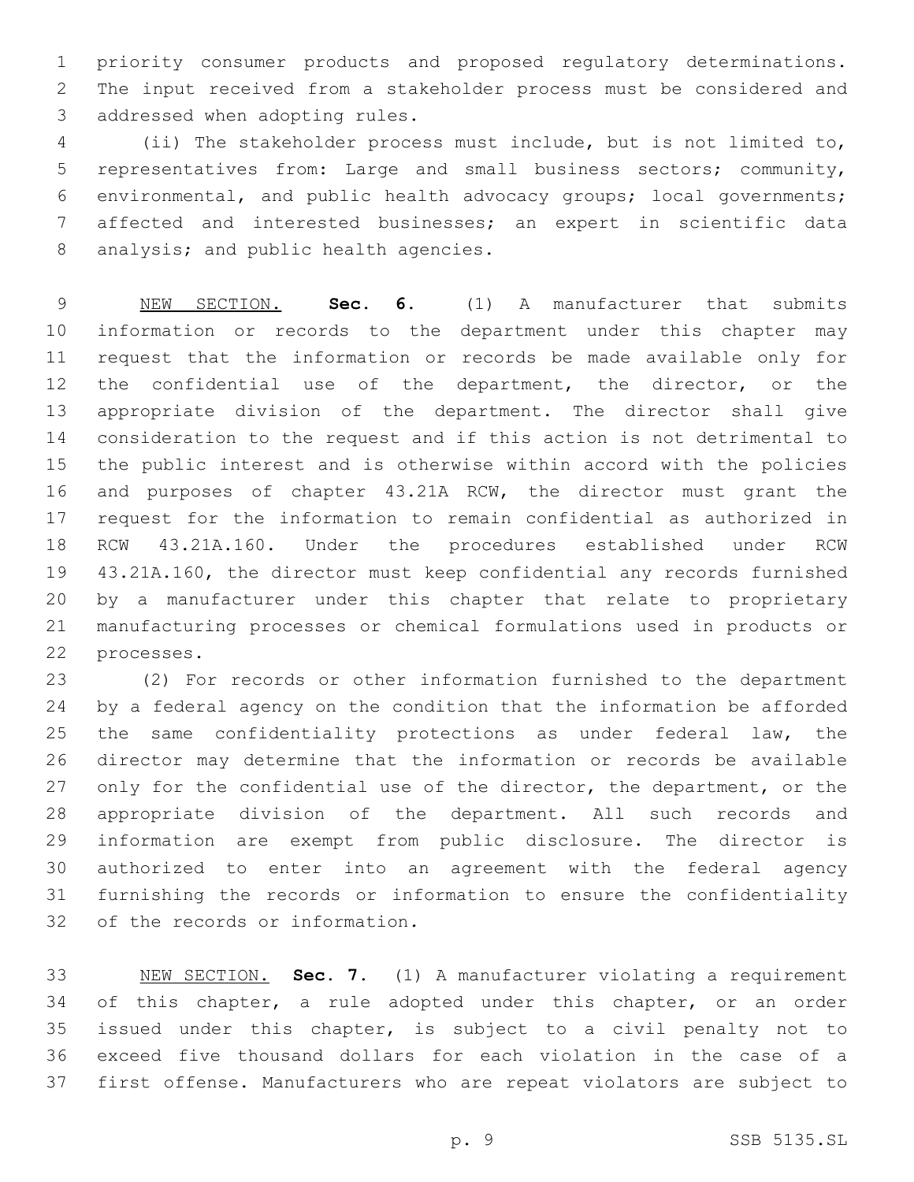priority consumer products and proposed regulatory determinations. The input received from a stakeholder process must be considered and addressed when adopting rules.

(ii) The stakeholder process must include, but is not limited to, representatives from: Large and small business sectors; community, environmental, and public health advocacy groups; local governments; affected and interested businesses; an expert in scientific data analysis; and public health agencies.

NEW SECTION. **Sec. 6.** (1) A manufacturer that submits information or records to the department under this chapter may request that the information or records be made available only for the confidential use of the department, the director, or the appropriate division of the department. The director shall give consideration to the request and if this action is not detrimental to the public interest and is otherwise within accord with the policies and purposes of chapter 43.21A RCW, the director must grant the request for the information to remain confidential as authorized in RCW 43.21A.160. Under the procedures established under RCW 43.21A.160, the director must keep confidential any records furnished by a manufacturer under this chapter that relate to proprietary manufacturing processes or chemical formulations used in products or processes.

(2) For records or other information furnished to the department by a federal agency on the condition that the information be afforded the same confidentiality protections as under federal law, the director may determine that the information or records be available only for the confidential use of the director, the department, or the appropriate division of the department. All such records and information are exempt from public disclosure. The director is authorized to enter into an agreement with the federal agency furnishing the records or information to ensure the confidentiality of the records or information.

NEW SECTION. **Sec. 7.** (1) A manufacturer violating a requirement of this chapter, a rule adopted under this chapter, or an order issued under this chapter, is subject to a civil penalty not to exceed five thousand dollars for each violation in the case of a first offense. Manufacturers who are repeat violators are subject to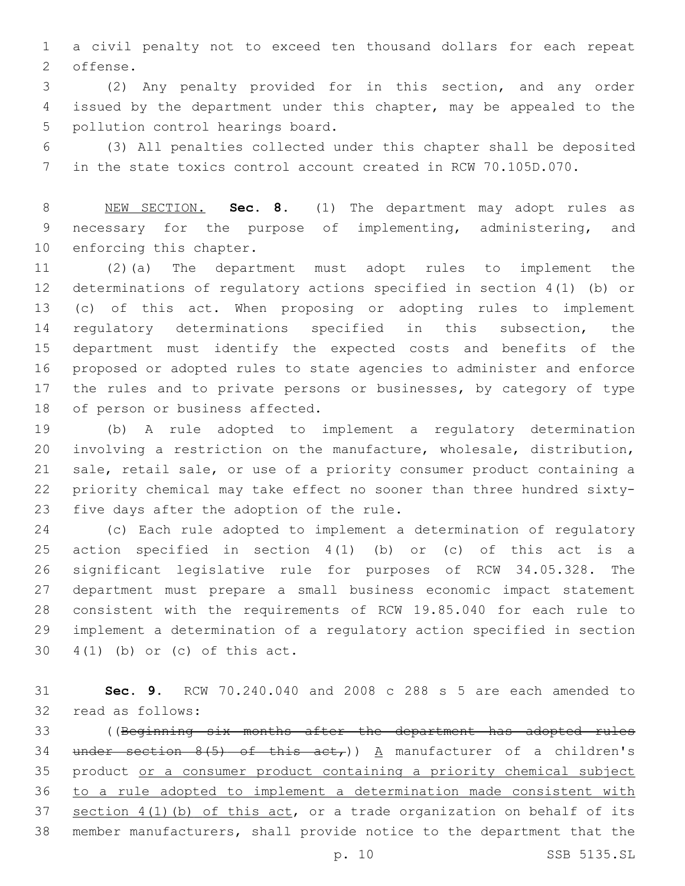a civil penalty not to exceed ten thousand dollars for each repeat offense.

(2) Any penalty provided for in this section, and any order issued by the department under this chapter, may be appealed to the pollution control hearings board.

(3) All penalties collected under this chapter shall be deposited in the state toxics control account created in RCW 70.105D.070.

NEW SECTION. **Sec. 8.** (1) The department may adopt rules as necessary for the purpose of implementing, administering, and enforcing this chapter.

(2)(a) The department must adopt rules to implement the determinations of regulatory actions specified in section 4(1) (b) or (c) of this act. When proposing or adopting rules to implement regulatory determinations specified in this subsection, the department must identify the expected costs and benefits of the proposed or adopted rules to state agencies to administer and enforce the rules and to private persons or businesses, by category of type of person or business affected.

(b) A rule adopted to implement a regulatory determination involving a restriction on the manufacture, wholesale, distribution, sale, retail sale, or use of a priority consumer product containing a priority chemical may take effect no sooner than three hundred sixty-five days after the adoption of the rule.

(c) Each rule adopted to implement a determination of regulatory action specified in section 4(1) (b) or (c) of this act is a significant legislative rule for purposes of RCW 34.05.328. The department must prepare a small business economic impact statement consistent with the requirements of RCW 19.85.040 for each rule to implement a determination of a regulatory action specified in section 4(1) (b) or (c) of this act.

**Sec. 9.** RCW 70.240.040 and 2008 c 288 s 5 are each amended to read as follows:

((~~Beginning six months after the department has adopted rules under section 8(5) of this act,~~)) A manufacturer of a children's product or a consumer product containing a priority chemical subject to a rule adopted to implement a determination made consistent with section 4(1)(b) of this act, or a trade organization on behalf of its member manufacturers, shall provide notice to the department that the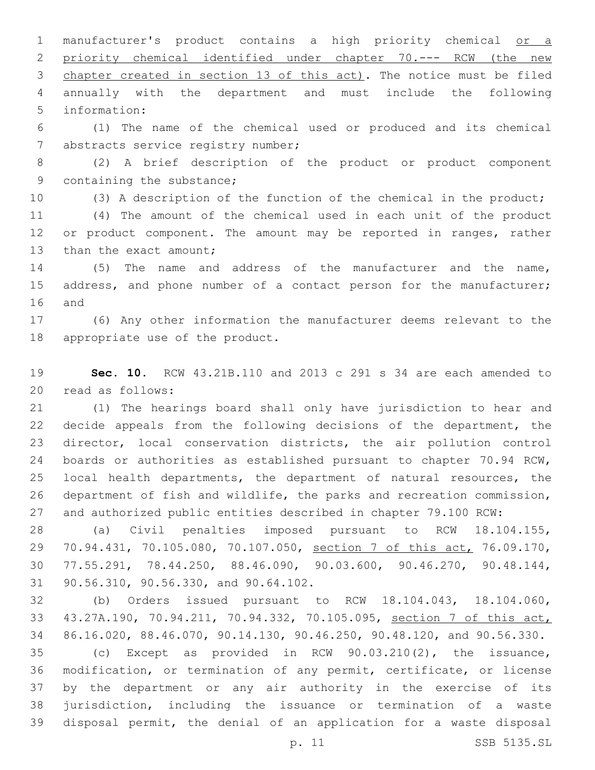manufacturer's product contains a high priority chemical <u>or a priority chemical identified under chapter 70.--- RCW (the new chapter created in section 13 of this act)</u>. The notice must be filed annually with the department and must include the following information:

(1) The name of the chemical used or produced and its chemical abstracts service registry number;

(2) A brief description of the product or product component containing the substance;

(3) A description of the function of the chemical in the product;

(4) The amount of the chemical used in each unit of the product or product component. The amount may be reported in ranges, rather than the exact amount;

(5) The name and address of the manufacturer and the name, address, and phone number of a contact person for the manufacturer; and

(6) Any other information the manufacturer deems relevant to the appropriate use of the product.

**Sec. 10.** RCW 43.21B.110 and 2013 c 291 s 34 are each amended to read as follows:

(1) The hearings board shall only have jurisdiction to hear and decide appeals from the following decisions of the department, the director, local conservation districts, the air pollution control boards or authorities as established pursuant to chapter 70.94 RCW, local health departments, the department of natural resources, the department of fish and wildlife, the parks and recreation commission, and authorized public entities described in chapter 79.100 RCW:

(a) Civil penalties imposed pursuant to RCW 18.104.155, 70.94.431, 70.105.080, 70.107.050, <u>section 7 of this act,</u> 76.09.170, 77.55.291, 78.44.250, 88.46.090, 90.03.600, 90.46.270, 90.48.144, 90.56.310, 90.56.330, and 90.64.102.

(b) Orders issued pursuant to RCW 18.104.043, 18.104.060, 43.27A.190, 70.94.211, 70.94.332, 70.105.095, <u>section 7 of this act,</u> 86.16.020, 88.46.070, 90.14.130, 90.46.250, 90.48.120, and 90.56.330.

(c) Except as provided in RCW 90.03.210(2), the issuance, modification, or termination of any permit, certificate, or license by the department or any air authority in the exercise of its jurisdiction, including the issuance or termination of a waste disposal permit, the denial of an application for a waste disposal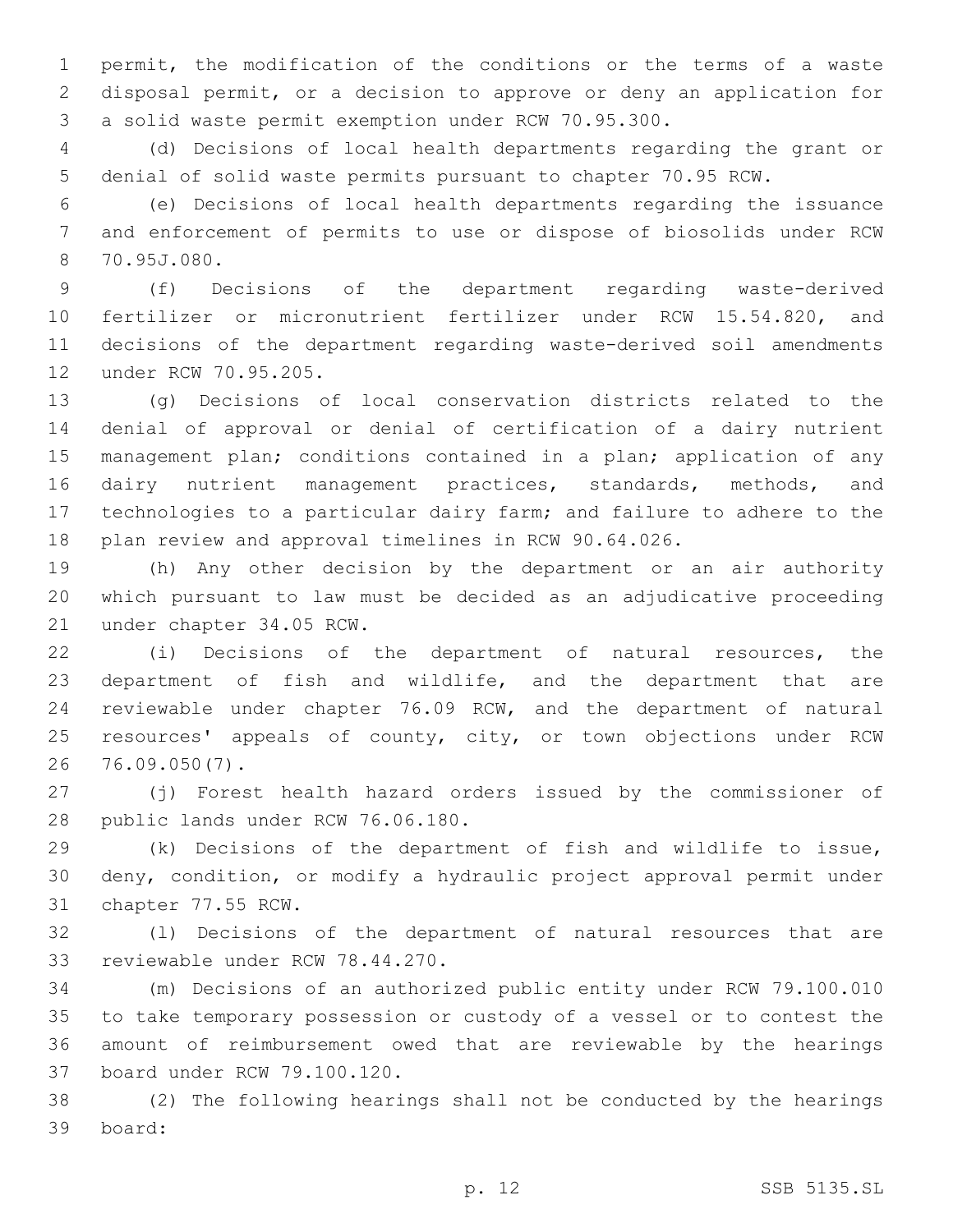permit, the modification of the conditions or the terms of a waste disposal permit, or a decision to approve or deny an application for a solid waste permit exemption under RCW 70.95.300.

(d) Decisions of local health departments regarding the grant or denial of solid waste permits pursuant to chapter 70.95 RCW.

(e) Decisions of local health departments regarding the issuance and enforcement of permits to use or dispose of biosolids under RCW 70.95J.080.

(f) Decisions of the department regarding waste-derived fertilizer or micronutrient fertilizer under RCW 15.54.820, and decisions of the department regarding waste-derived soil amendments under RCW 70.95.205.

(g) Decisions of local conservation districts related to the denial of approval or denial of certification of a dairy nutrient management plan; conditions contained in a plan; application of any dairy nutrient management practices, standards, methods, and technologies to a particular dairy farm; and failure to adhere to the plan review and approval timelines in RCW 90.64.026.

(h) Any other decision by the department or an air authority which pursuant to law must be decided as an adjudicative proceeding under chapter 34.05 RCW.

(i) Decisions of the department of natural resources, the department of fish and wildlife, and the department that are reviewable under chapter 76.09 RCW, and the department of natural resources' appeals of county, city, or town objections under RCW 76.09.050(7).

(j) Forest health hazard orders issued by the commissioner of public lands under RCW 76.06.180.

(k) Decisions of the department of fish and wildlife to issue, deny, condition, or modify a hydraulic project approval permit under chapter 77.55 RCW.

(l) Decisions of the department of natural resources that are reviewable under RCW 78.44.270.

(m) Decisions of an authorized public entity under RCW 79.100.010 to take temporary possession or custody of a vessel or to contest the amount of reimbursement owed that are reviewable by the hearings board under RCW 79.100.120.

(2) The following hearings shall not be conducted by the hearings board: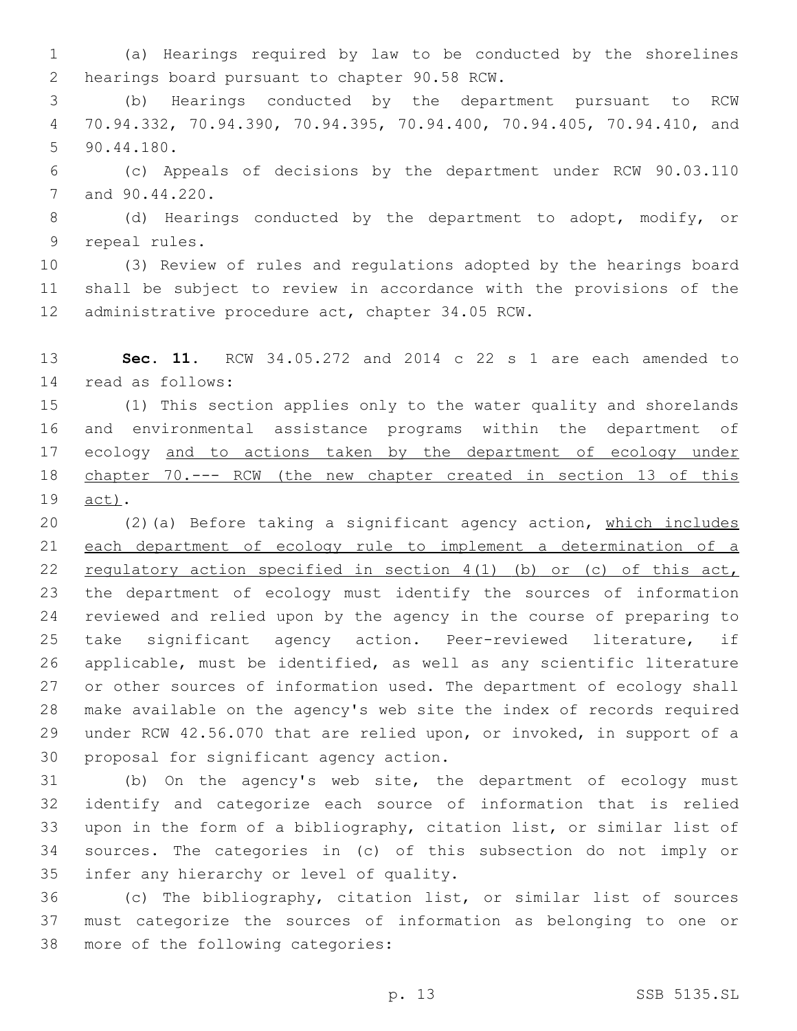(a) Hearings required by law to be conducted by the shorelines hearings board pursuant to chapter 90.58 RCW.

(b) Hearings conducted by the department pursuant to RCW 70.94.332, 70.94.390, 70.94.395, 70.94.400, 70.94.405, 70.94.410, and 90.44.180.

(c) Appeals of decisions by the department under RCW 90.03.110 and 90.44.220.

(d) Hearings conducted by the department to adopt, modify, or repeal rules.

(3) Review of rules and regulations adopted by the hearings board shall be subject to review in accordance with the provisions of the administrative procedure act, chapter 34.05 RCW.

**Sec. 11.** RCW 34.05.272 and 2014 c 22 s 1 are each amended to read as follows:

(1) This section applies only to the water quality and shorelands and environmental assistance programs within the department of ecology and to actions taken by the department of ecology under chapter 70.--- RCW (the new chapter created in section 13 of this act).

(2)(a) Before taking a significant agency action, which includes each department of ecology rule to implement a determination of a regulatory action specified in section 4(1) (b) or (c) of this act, the department of ecology must identify the sources of information reviewed and relied upon by the agency in the course of preparing to take significant agency action. Peer-reviewed literature, if applicable, must be identified, as well as any scientific literature or other sources of information used. The department of ecology shall make available on the agency's web site the index of records required under RCW 42.56.070 that are relied upon, or invoked, in support of a proposal for significant agency action.

(b) On the agency's web site, the department of ecology must identify and categorize each source of information that is relied upon in the form of a bibliography, citation list, or similar list of sources. The categories in (c) of this subsection do not imply or infer any hierarchy or level of quality.

(c) The bibliography, citation list, or similar list of sources must categorize the sources of information as belonging to one or more of the following categories: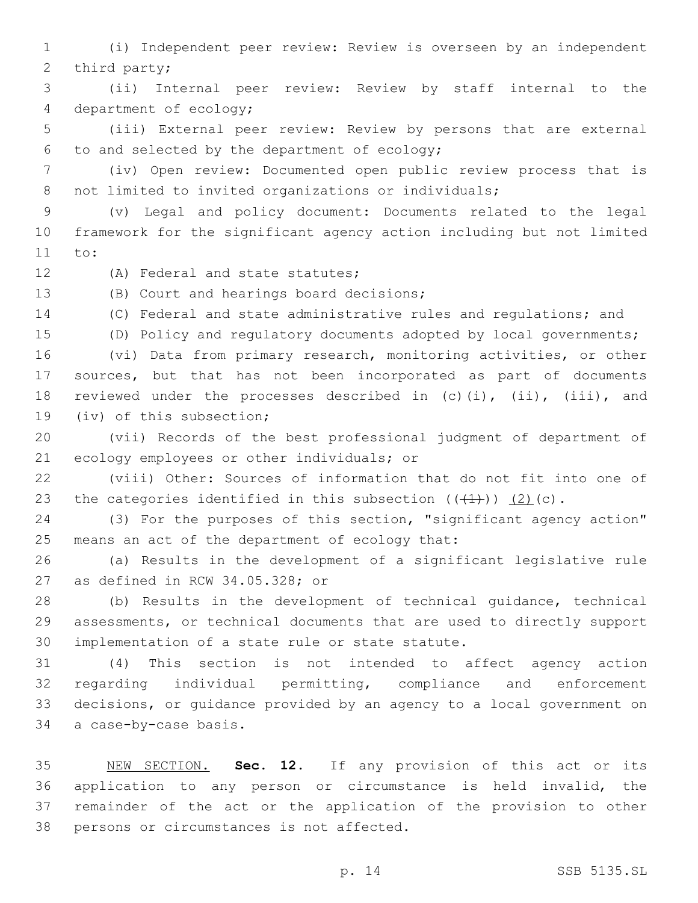(i) Independent peer review: Review is overseen by an independent third party;

(ii) Internal peer review: Review by staff internal to the department of ecology;

(iii) External peer review: Review by persons that are external to and selected by the department of ecology;

(iv) Open review: Documented open public review process that is not limited to invited organizations or individuals;

(v) Legal and policy document: Documents related to the legal framework for the significant agency action including but not limited to:

(A) Federal and state statutes;

(B) Court and hearings board decisions;

(C) Federal and state administrative rules and regulations; and

(D) Policy and regulatory documents adopted by local governments;

(vi) Data from primary research, monitoring activities, or other sources, but that has not been incorporated as part of documents reviewed under the processes described in (c)(i), (ii), (iii), and (iv) of this subsection;

(vii) Records of the best professional judgment of department of ecology employees or other individuals; or

(viii) Other: Sources of information that do not fit into one of the categories identified in this subsection ((~~(1)~~)) <u>(2)</u>(c).

(3) For the purposes of this section, "significant agency action" means an act of the department of ecology that:

(a) Results in the development of a significant legislative rule as defined in RCW 34.05.328; or

(b) Results in the development of technical guidance, technical assessments, or technical documents that are used to directly support implementation of a state rule or state statute.

(4) This section is not intended to affect agency action regarding individual permitting, compliance and enforcement decisions, or guidance provided by an agency to a local government on a case-by-case basis.

<u>NEW SECTION.</u> **Sec. 12.** If any provision of this act or its application to any person or circumstance is held invalid, the remainder of the act or the application of the provision to other persons or circumstances is not affected.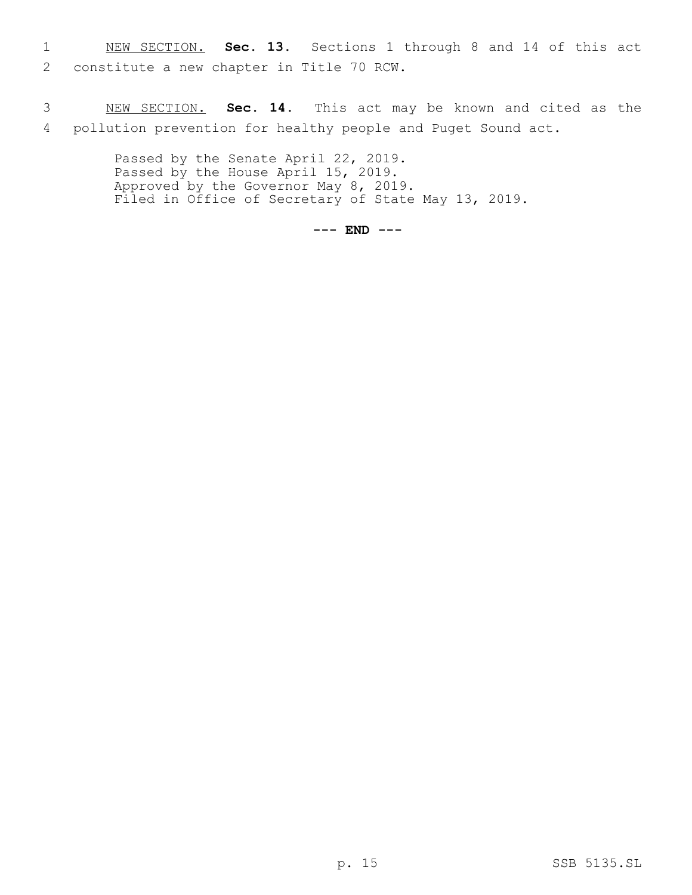NEW SECTION. **Sec. 13.** Sections 1 through 8 and 14 of this act constitute a new chapter in Title 70 RCW.

NEW SECTION. **Sec. 14.** This act may be known and cited as the pollution prevention for healthy people and Puget Sound act.

Passed by the Senate April 22, 2019.
Passed by the House April 15, 2019.
Approved by the Governor May 8, 2019.
Filed in Office of Secretary of State May 13, 2019.

**--- END ---**